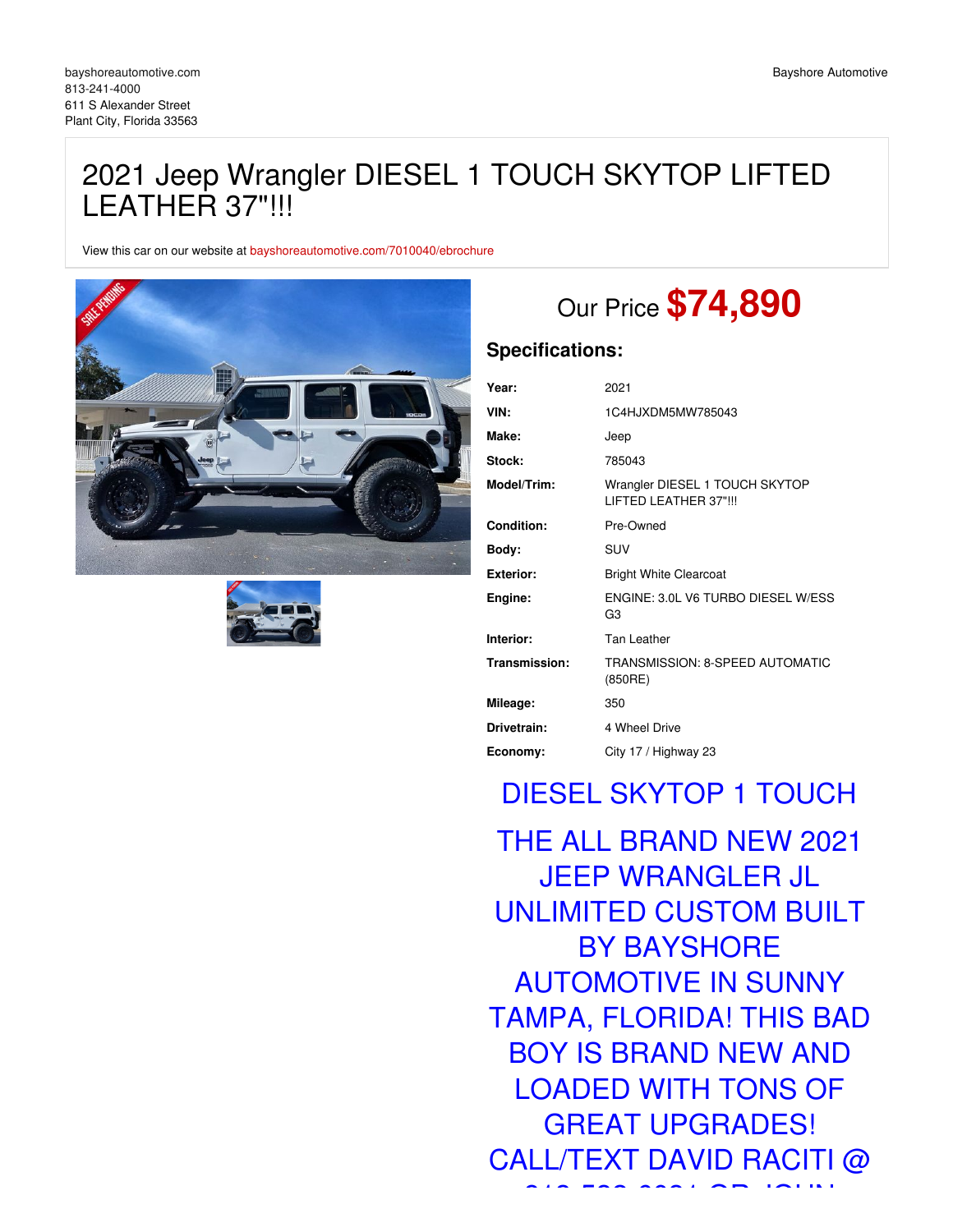bayshoreautomotive.com
813-241-4000
611 S Alexander Street
Plant City, Florida 33563

Bayshore Automotive

# 2021 Jeep Wrangler DIESEL 1 TOUCH SKYTOP LIFTED LEATHER 37"!!!

View this car on our website at bayshoreautomotive.com/7010040/ebrochure

Our Price **$74,890**

## Specifications:

| | |
|---|---|
| **Year:** | 2021 |
| **VIN:** | 1C4HJXDM5MW785043 |
| **Make:** | Jeep |
| **Stock:** | 785043 |
| **Model/Trim:** | Wrangler DIESEL 1 TOUCH SKYTOP LIFTED LEATHER 37"!!! |
| **Condition:** | Pre-Owned |
| **Body:** | SUV |
| **Exterior:** | Bright White Clearcoat |
| **Engine:** | ENGINE: 3.0L V6 TURBO DIESEL W/ESS G3 |
| **Interior:** | Tan Leather |
| **Transmission:** | TRANSMISSION: 8-SPEED AUTOMATIC (850RE) |
| **Mileage:** | 350 |
| **Drivetrain:** | 4 Wheel Drive |
| **Economy:** | City 17 / Highway 23 |

DIESEL SKYTOP 1 TOUCH

THE ALL BRAND NEW 2021 JEEP WRANGLER JL UNLIMITED CUSTOM BUILT BY BAYSHORE AUTOMOTIVE IN SUNNY TAMPA, FLORIDA! THIS BAD BOY IS BRAND NEW AND LOADED WITH TONS OF GREAT UPGRADES! CALL/TEXT DAVID RACITI @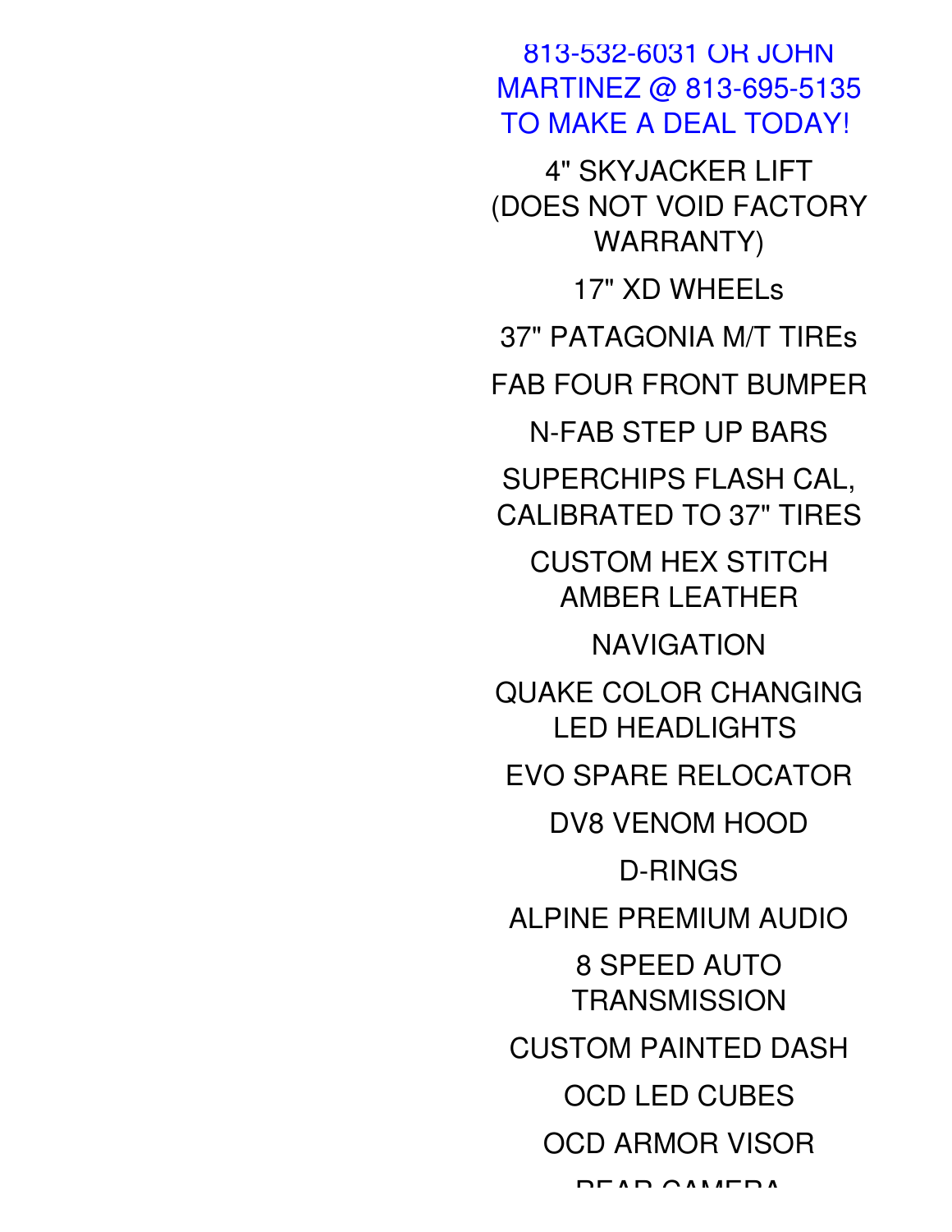813-532-6031 OR JOHN MARTINEZ @ 813-695-5135 TO MAKE A DEAL TODAY!

4" SKYJACKER LIFT (DOES NOT VOID FACTORY WARRANTY)

17" XD WHEELs

37" PATAGONIA M/T TIREs

FAB FOUR FRONT BUMPER

N-FAB STEP UP BARS

SUPERCHIPS FLASH CAL, CALIBRATED TO 37" TIRES

CUSTOM HEX STITCH AMBER LEATHER

NAVIGATION

QUAKE COLOR CHANGING LED HEADLIGHTS

EVO SPARE RELOCATOR

DV8 VENOM HOOD

D-RINGS

ALPINE PREMIUM AUDIO

8 SPEED AUTO TRANSMISSION

CUSTOM PAINTED DASH

OCD LED CUBES

OCD ARMOR VISOR

REAR CAMERA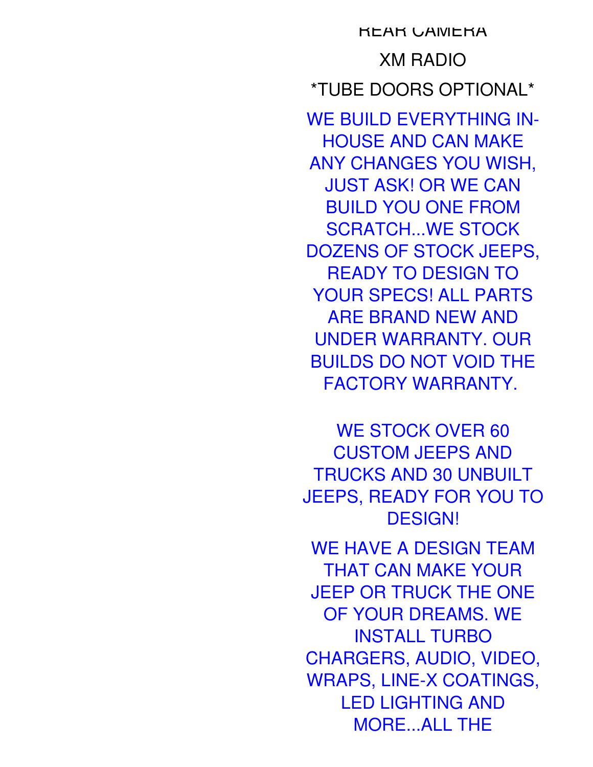REAR CAMERA

XM RADIO

*TUBE DOORS OPTIONAL*

WE BUILD EVERYTHING IN-HOUSE AND CAN MAKE ANY CHANGES YOU WISH, JUST ASK! OR WE CAN BUILD YOU ONE FROM SCRATCH...WE STOCK DOZENS OF STOCK JEEPS, READY TO DESIGN TO YOUR SPECS! ALL PARTS ARE BRAND NEW AND UNDER WARRANTY. OUR BUILDS DO NOT VOID THE FACTORY WARRANTY.

WE STOCK OVER 60 CUSTOM JEEPS AND TRUCKS AND 30 UNBUILT JEEPS, READY FOR YOU TO DESIGN!

WE HAVE A DESIGN TEAM THAT CAN MAKE YOUR JEEP OR TRUCK THE ONE OF YOUR DREAMS. WE INSTALL TURBO CHARGERS, AUDIO, VIDEO, WRAPS, LINE-X COATINGS, LED LIGHTING AND MORE...ALL THE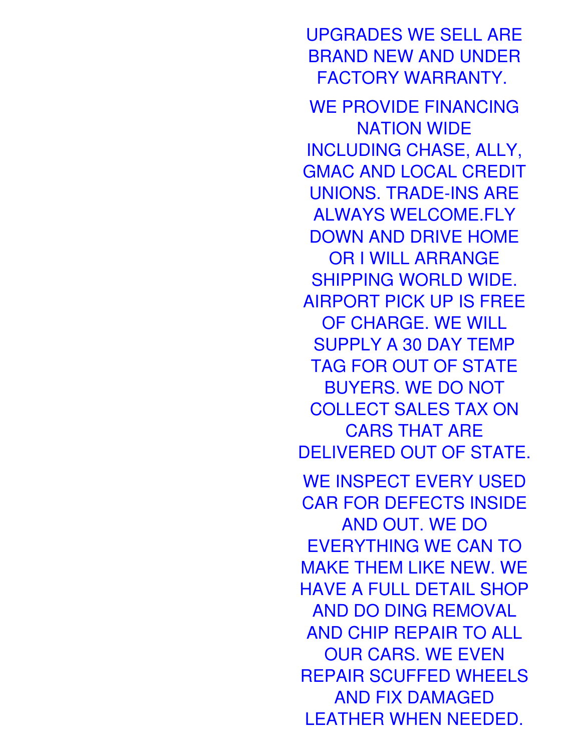UPGRADES WE SELL ARE BRAND NEW AND UNDER FACTORY WARRANTY.

WE PROVIDE FINANCING NATION WIDE INCLUDING CHASE, ALLY, GMAC AND LOCAL CREDIT UNIONS. TRADE-INS ARE ALWAYS WELCOME.FLY DOWN AND DRIVE HOME OR I WILL ARRANGE SHIPPING WORLD WIDE. AIRPORT PICK UP IS FREE OF CHARGE. WE WILL SUPPLY A 30 DAY TEMP TAG FOR OUT OF STATE BUYERS. WE DO NOT COLLECT SALES TAX ON CARS THAT ARE DELIVERED OUT OF STATE.

WE INSPECT EVERY USED CAR FOR DEFECTS INSIDE AND OUT. WE DO EVERYTHING WE CAN TO MAKE THEM LIKE NEW. WE HAVE A FULL DETAIL SHOP AND DO DING REMOVAL AND CHIP REPAIR TO ALL OUR CARS. WE EVEN REPAIR SCUFFED WHEELS AND FIX DAMAGED LEATHER WHEN NEEDED.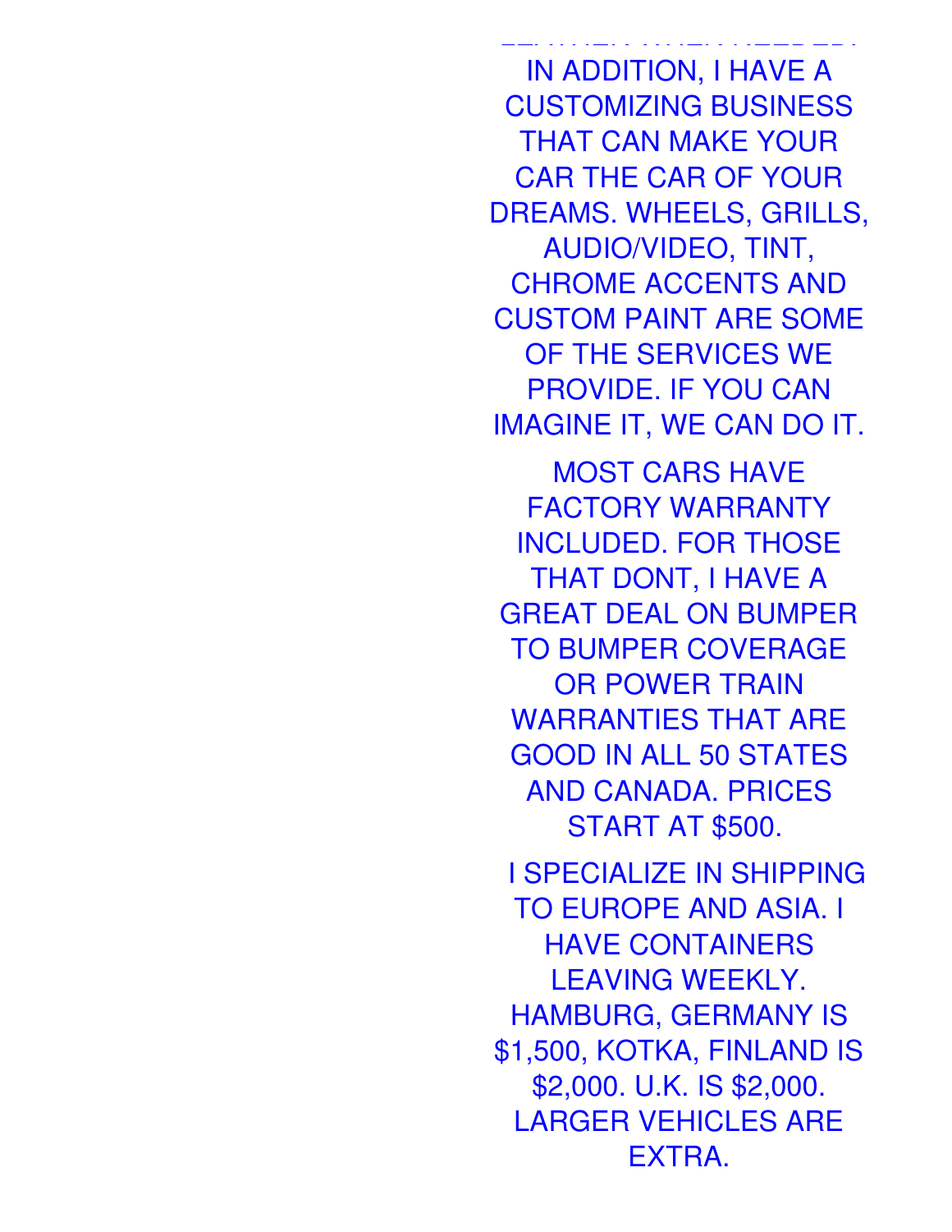IN ADDITION, I HAVE A CUSTOMIZING BUSINESS THAT CAN MAKE YOUR CAR THE CAR OF YOUR DREAMS. WHEELS, GRILLS, AUDIO/VIDEO, TINT, CHROME ACCENTS AND CUSTOM PAINT ARE SOME OF THE SERVICES WE PROVIDE. IF YOU CAN IMAGINE IT, WE CAN DO IT.

MOST CARS HAVE FACTORY WARRANTY INCLUDED. FOR THOSE THAT DONT, I HAVE A GREAT DEAL ON BUMPER TO BUMPER COVERAGE OR POWER TRAIN WARRANTIES THAT ARE GOOD IN ALL 50 STATES AND CANADA. PRICES START AT $500.

I SPECIALIZE IN SHIPPING TO EUROPE AND ASIA. I HAVE CONTAINERS LEAVING WEEKLY. HAMBURG, GERMANY IS $1,500, KOTKA, FINLAND IS $2,000. U.K. IS $2,000. LARGER VEHICLES ARE EXTRA.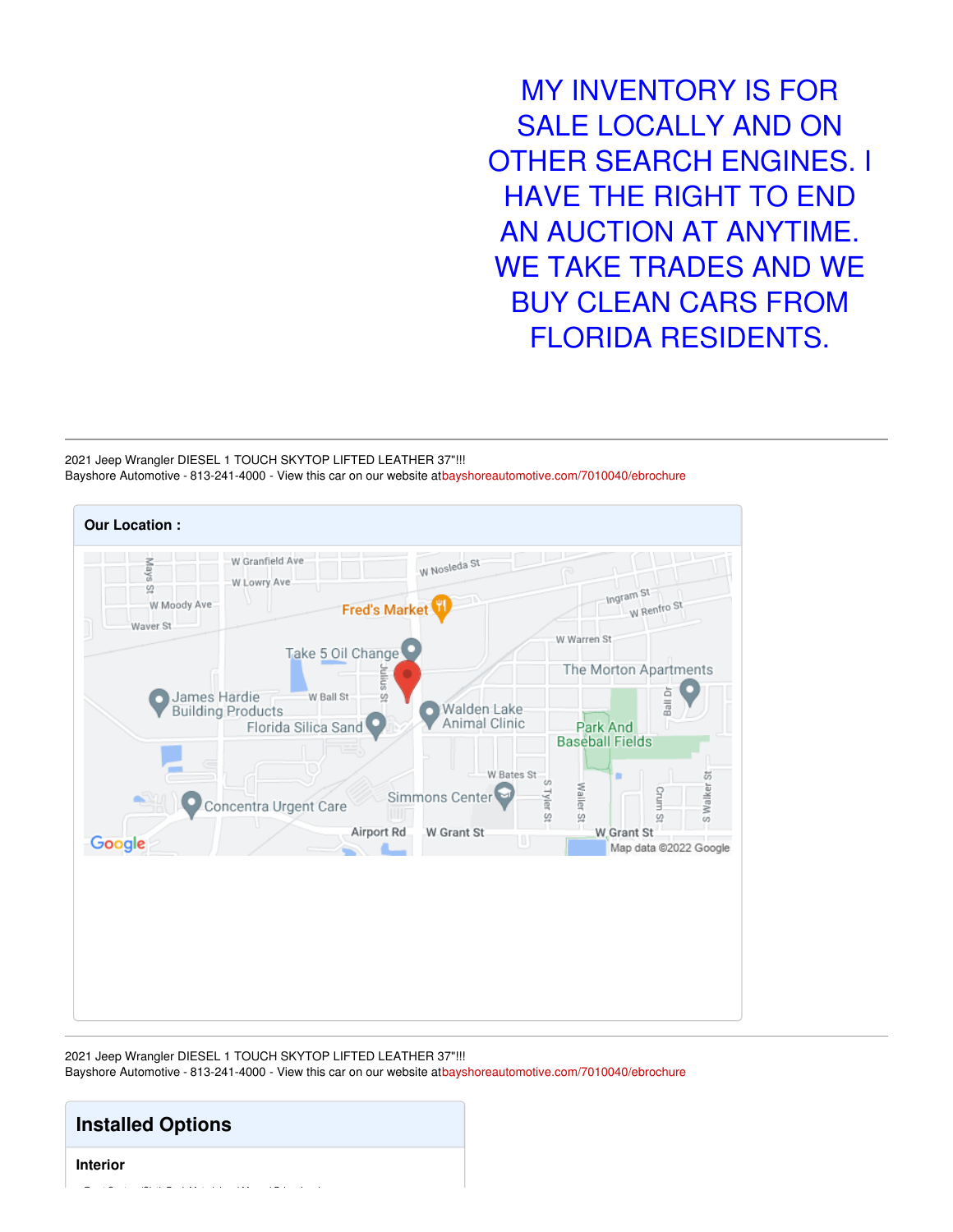MY INVENTORY IS FOR SALE LOCALLY AND ON OTHER SEARCH ENGINES. I HAVE THE RIGHT TO END AN AUCTION AT ANYTIME. WE TAKE TRADES AND WE BUY CLEAN CARS FROM FLORIDA RESIDENTS.

---

2021 Jeep Wrangler DIESEL 1 TOUCH SKYTOP LIFTED LEATHER 37"!!!
Bayshore Automotive - 813-241-4000 - View this car on our website atbayshoreautomotive.com/7010040/ebrochure

**Our Location :**

---

2021 Jeep Wrangler DIESEL 1 TOUCH SKYTOP LIFTED LEATHER 37"!!!
Bayshore Automotive - 813-241-4000 - View this car on our website atbayshoreautomotive.com/7010040/ebrochure

## Installed Options

**Interior**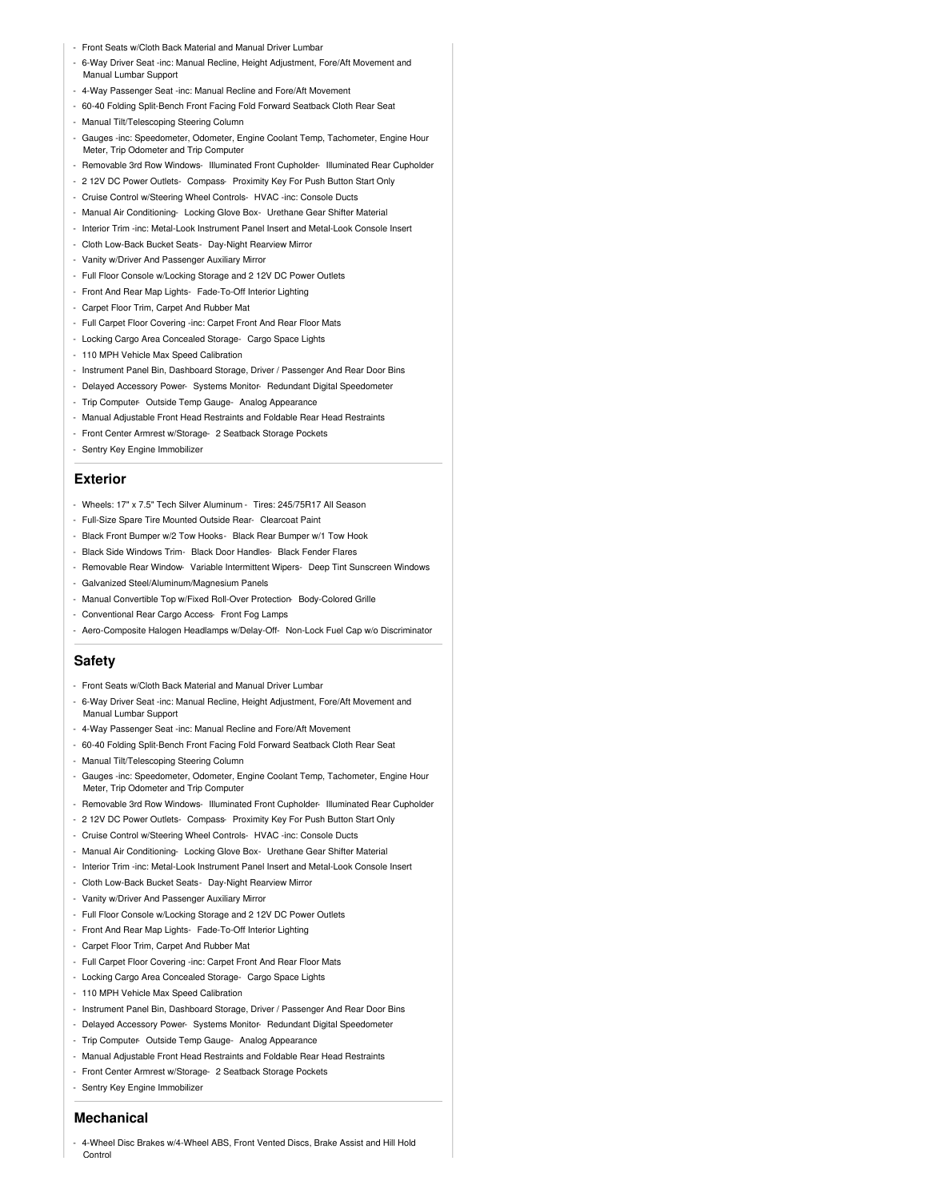- Front Seats w/Cloth Back Material and Manual Driver Lumbar
- 6-Way Driver Seat -inc: Manual Recline, Height Adjustment, Fore/Aft Movement and Manual Lumbar Support
- 4-Way Passenger Seat -inc: Manual Recline and Fore/Aft Movement
- 60-40 Folding Split-Bench Front Facing Fold Forward Seatback Cloth Rear Seat
- Manual Tilt/Telescoping Steering Column
- Gauges -inc: Speedometer, Odometer, Engine Coolant Temp, Tachometer, Engine Hour Meter, Trip Odometer and Trip Computer
- Removable 3rd Row Windows- Illuminated Front Cupholder- Illuminated Rear Cupholder
- 2 12V DC Power Outlets- Compass- Proximity Key For Push Button Start Only
- Cruise Control w/Steering Wheel Controls- HVAC -inc: Console Ducts
- Manual Air Conditioning- Locking Glove Box- Urethane Gear Shifter Material
- Interior Trim -inc: Metal-Look Instrument Panel Insert and Metal-Look Console Insert
- Cloth Low-Back Bucket Seats- Day-Night Rearview Mirror
- Vanity w/Driver And Passenger Auxiliary Mirror
- Full Floor Console w/Locking Storage and 2 12V DC Power Outlets
- Front And Rear Map Lights- Fade-To-Off Interior Lighting
- Carpet Floor Trim, Carpet And Rubber Mat
- Full Carpet Floor Covering -inc: Carpet Front And Rear Floor Mats
- Locking Cargo Area Concealed Storage- Cargo Space Lights
- 110 MPH Vehicle Max Speed Calibration
- Instrument Panel Bin, Dashboard Storage, Driver / Passenger And Rear Door Bins
- Delayed Accessory Power- Systems Monitor- Redundant Digital Speedometer
- Trip Computer- Outside Temp Gauge- Analog Appearance
- Manual Adjustable Front Head Restraints and Foldable Rear Head Restraints
- Front Center Armrest w/Storage- 2 Seatback Storage Pockets
- Sentry Key Engine Immobilizer

## Exterior

- Wheels: 17" x 7.5" Tech Silver Aluminum - Tires: 245/75R17 All Season
- Full-Size Spare Tire Mounted Outside Rear- Clearcoat Paint
- Black Front Bumper w/2 Tow Hooks- Black Rear Bumper w/1 Tow Hook
- Black Side Windows Trim- Black Door Handles- Black Fender Flares
- Removable Rear Window- Variable Intermittent Wipers- Deep Tint Sunscreen Windows
- Galvanized Steel/Aluminum/Magnesium Panels
- Manual Convertible Top w/Fixed Roll-Over Protection- Body-Colored Grille
- Conventional Rear Cargo Access- Front Fog Lamps
- Aero-Composite Halogen Headlamps w/Delay-Off- Non-Lock Fuel Cap w/o Discriminator

## Safety

- Front Seats w/Cloth Back Material and Manual Driver Lumbar
- 6-Way Driver Seat -inc: Manual Recline, Height Adjustment, Fore/Aft Movement and Manual Lumbar Support
- 4-Way Passenger Seat -inc: Manual Recline and Fore/Aft Movement
- 60-40 Folding Split-Bench Front Facing Fold Forward Seatback Cloth Rear Seat
- Manual Tilt/Telescoping Steering Column
- Gauges -inc: Speedometer, Odometer, Engine Coolant Temp, Tachometer, Engine Hour Meter, Trip Odometer and Trip Computer
- Removable 3rd Row Windows- Illuminated Front Cupholder- Illuminated Rear Cupholder
- 2 12V DC Power Outlets- Compass- Proximity Key For Push Button Start Only
- Cruise Control w/Steering Wheel Controls- HVAC -inc: Console Ducts
- Manual Air Conditioning- Locking Glove Box- Urethane Gear Shifter Material
- Interior Trim -inc: Metal-Look Instrument Panel Insert and Metal-Look Console Insert
- Cloth Low-Back Bucket Seats- Day-Night Rearview Mirror
- Vanity w/Driver And Passenger Auxiliary Mirror
- Full Floor Console w/Locking Storage and 2 12V DC Power Outlets
- Front And Rear Map Lights- Fade-To-Off Interior Lighting
- Carpet Floor Trim, Carpet And Rubber Mat
- Full Carpet Floor Covering -inc: Carpet Front And Rear Floor Mats
- Locking Cargo Area Concealed Storage- Cargo Space Lights
- 110 MPH Vehicle Max Speed Calibration
- Instrument Panel Bin, Dashboard Storage, Driver / Passenger And Rear Door Bins
- Delayed Accessory Power- Systems Monitor- Redundant Digital Speedometer
- Trip Computer- Outside Temp Gauge- Analog Appearance
- Manual Adjustable Front Head Restraints and Foldable Rear Head Restraints
- Front Center Armrest w/Storage- 2 Seatback Storage Pockets
- Sentry Key Engine Immobilizer

## Mechanical

- 4-Wheel Disc Brakes w/4-Wheel ABS, Front Vented Discs, Brake Assist and Hill Hold Control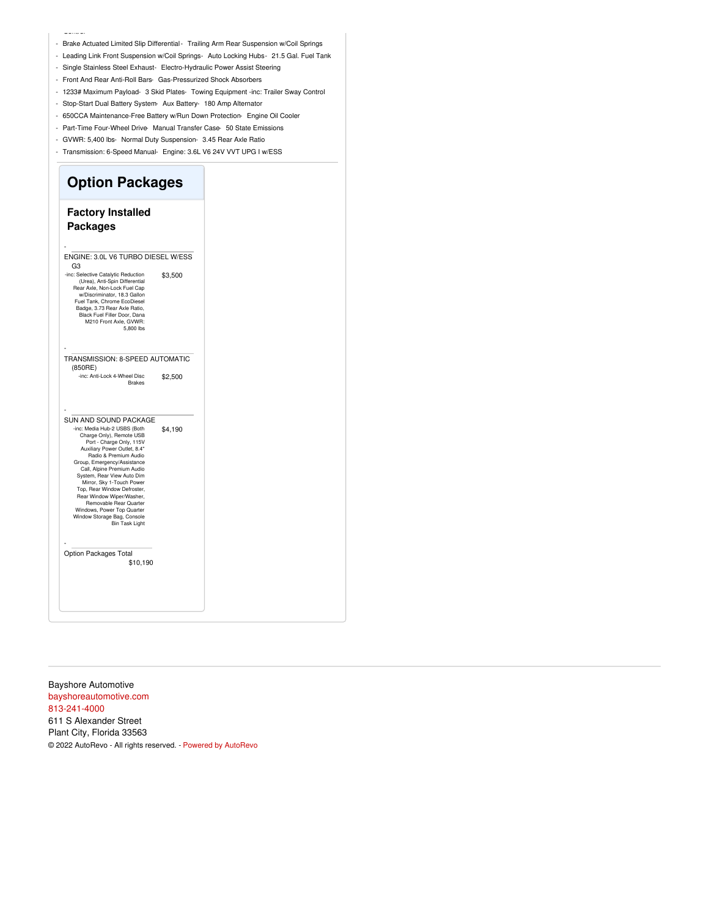- Brake Actuated Limited Slip Differential
- Trailing Arm Rear Suspension w/Coil Springs
- Leading Link Front Suspension w/Coil Springs
- Auto Locking Hubs
- 21.5 Gal. Fuel Tank
- Single Stainless Steel Exhaust
- Electro-Hydraulic Power Assist Steering
- Front And Rear Anti-Roll Bars
- Gas-Pressurized Shock Absorbers
- 1233# Maximum Payload
- 3 Skid Plates
- Towing Equipment -inc: Trailer Sway Control
- Stop-Start Dual Battery System
- Aux Battery
- 180 Amp Alternator
- 650CCA Maintenance-Free Battery w/Run Down Protection
- Engine Oil Cooler
- Part-Time Four-Wheel Drive
- Manual Transfer Case
- 50 State Emissions
- GVWR: 5,400 lbs
- Normal Duty Suspension
- 3.45 Rear Axle Ratio
- Transmission: 6-Speed Manual
- Engine: 3.6L V6 24V VVT UPG I w/ESS

# Option Packages

## Factory Installed Packages

ENGINE: 3.0L V6 TURBO DIESEL W/ESS G3

-inc: Selective Catalytic Reduction (Urea), Anti-Spin Differential Rear Axle, Non-Lock Fuel Cap w/Discriminator, 18.3 Gallon Fuel Tank, Chrome EcoDiesel Badge, 3.73 Rear Axle Ratio, Black Fuel Filler Door, Dana M210 Front Axle, GVWR: 5,800 lbs — $3,500

TRANSMISSION: 8-SPEED AUTOMATIC (850RE)

-inc: Anti-Lock 4-Wheel Disc Brakes — $2,500

SUN AND SOUND PACKAGE

-inc: Media Hub-2 USBS (Both Charge Only), Remote USB Port - Charge Only, 115V Auxiliary Power Outlet, 8.4" Radio & Premium Audio Group, Emergency/Assistance Call, Alpine Premium Audio System, Rear View Auto Dim Mirror, Sky 1-Touch Power Top, Rear Window Defroster, Rear Window Wiper/Washer, Removable Rear Quarter Windows, Power Top Quarter Window Storage Bag, Console Bin Task Light — $4,190

Option Packages Total — $10,190

Bayshore Automotive
bayshoreautomotive.com
813-241-4000
611 S Alexander Street
Plant City, Florida 33563
© 2022 AutoRevo - All rights reserved. - Powered by AutoRevo